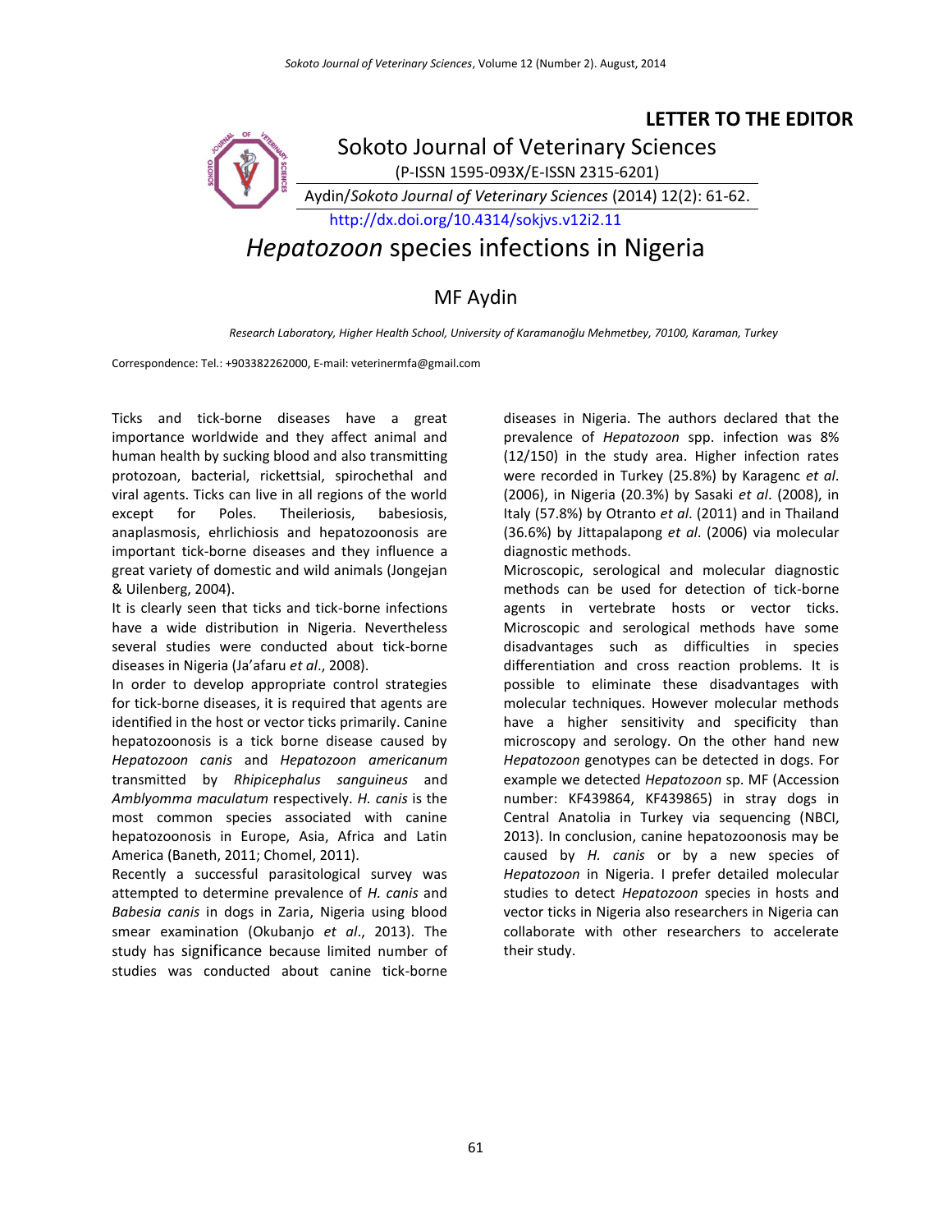**LETTER TO THE EDITOR**

Sokoto Journal of Veterinary Sciences

(P-ISSN 1595-093X/E-ISSN 2315-6201)

Aydin/*Sokoto Journal of Veterinary Sciences* (2014) 12(2): 61-62.

http://dx.doi.org/10.4314/sokjvs.v12i2.11

# *Hepatozoon* species infections in Nigeria

## MF Aydin

*Research Laboratory, Higher Health School, University of Karamanoğlu Mehmetbey, 70100, Karaman, Turkey*

Correspondence: Tel.: +903382262000, E-mail: veterinermfa@gmail.com

Ticks and tick-borne diseases have a great importance worldwide and they affect animal and human health by sucking blood and also transmitting protozoan, bacterial, rickettsial, spirochethal and viral agents. Ticks can live in all regions of the world except for Poles. Theileriosis, babesiosis, anaplasmosis, ehrlichiosis and hepatozoonosis are important tick-borne diseases and they influence a great variety of domestic and wild animals (Jongejan & Uilenberg, 2004).

It is clearly seen that ticks and tick-borne infections have a wide distribution in Nigeria. Nevertheless several studies were conducted about tick-borne diseases in Nigeria (Ja'afaru *et al*., 2008).

In order to develop appropriate control strategies for tick-borne diseases, it is required that agents are identified in the host or vector ticks primarily. Canine hepatozoonosis is a tick borne disease caused by *Hepatozoon canis* and *Hepatozoon americanum* transmitted by *Rhipicephalus sanguineus* and *Amblyomma maculatum* respectively. *H. canis* is the most common species associated with canine hepatozoonosis in Europe, Asia, Africa and Latin America (Baneth, 2011; Chomel, 2011).

Recently a successful parasitological survey was attempted to determine prevalence of *H. canis* and *Babesia canis* in dogs in Zaria, Nigeria using blood smear examination (Okubanjo *et al*., 2013). The study has significance because limited number of studies was conducted about canine tick-borne diseases in Nigeria. The authors declared that the prevalence of *Hepatozoon* spp. infection was 8% (12/150) in the study area. Higher infection rates were recorded in Turkey (25.8%) by Karagenc *et al*. (2006), in Nigeria (20.3%) by Sasaki *et al*. (2008), in Italy (57.8%) by Otranto *et al*. (2011) and in Thailand (36.6%) by Jittapalapong *et al*. (2006) via molecular diagnostic methods.

Microscopic, serological and molecular diagnostic methods can be used for detection of tick-borne agents in vertebrate hosts or vector ticks. Microscopic and serological methods have some disadvantages such as difficulties in species differentiation and cross reaction problems. It is possible to eliminate these disadvantages with molecular techniques. However molecular methods have a higher sensitivity and specificity than microscopy and serology. On the other hand new *Hepatozoon* genotypes can be detected in dogs. For example we detected *Hepatozoon* sp. MF (Accession number: KF439864, KF439865) in stray dogs in Central Anatolia in Turkey via sequencing (NBCI, 2013). In conclusion, canine hepatozoonosis may be caused by *H. canis* or by a new species of *Hepatozoon* in Nigeria. I prefer detailed molecular studies to detect *Hepatozoon* species in hosts and vector ticks in Nigeria also researchers in Nigeria can collaborate with other researchers to accelerate their study.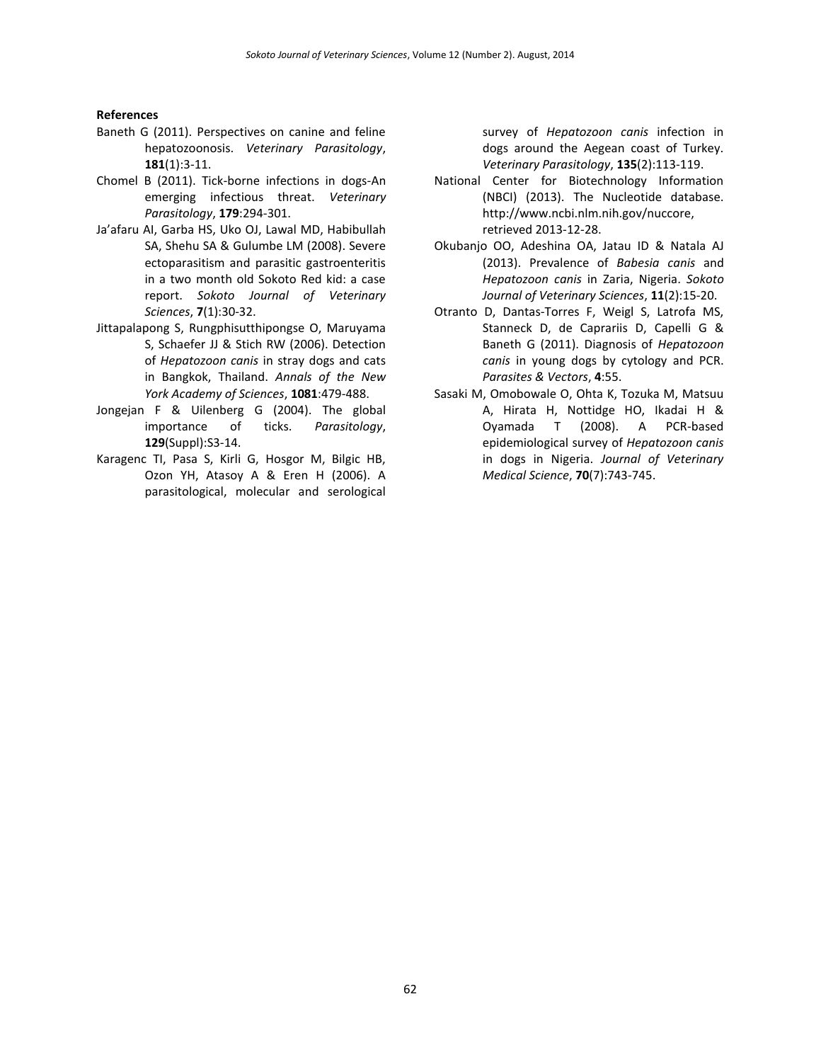**References**

Baneth G (2011). Perspectives on canine and feline hepatozoonosis. *Veterinary Parasitology*, **181**(1):3-11.

Chomel B (2011). Tick-borne infections in dogs-An emerging infectious threat. *Veterinary Parasitology*, **179**:294-301.

Ja'afaru AI, Garba HS, Uko OJ, Lawal MD, Habibullah SA, Shehu SA & Gulumbe LM (2008). Severe ectoparasitism and parasitic gastroenteritis in a two month old Sokoto Red kid: a case report. *Sokoto Journal of Veterinary Sciences*, **7**(1):30-32.

Jittapalapong S, Rungphisutthipongse O, Maruyama S, Schaefer JJ & Stich RW (2006). Detection of *Hepatozoon canis* in stray dogs and cats in Bangkok, Thailand. *Annals of the New York Academy of Sciences*, **1081**:479-488.

Jongejan F & Uilenberg G (2004). The global importance of ticks. *Parasitology*, **129**(Suppl):S3-14.

Karagenc TI, Pasa S, Kirli G, Hosgor M, Bilgic HB, Ozon YH, Atasoy A & Eren H (2006). A parasitological, molecular and serological survey of *Hepatozoon canis* infection in dogs around the Aegean coast of Turkey. *Veterinary Parasitology*, **135**(2):113-119.

National Center for Biotechnology Information (NBCI) (2013). The Nucleotide database. http://www.ncbi.nlm.nih.gov/nuccore, retrieved 2013-12-28.

Okubanjo OO, Adeshina OA, Jatau ID & Natala AJ (2013). Prevalence of *Babesia canis* and *Hepatozoon canis* in Zaria, Nigeria. *Sokoto Journal of Veterinary Sciences*, **11**(2):15-20.

Otranto D, Dantas-Torres F, Weigl S, Latrofa MS, Stanneck D, de Caprariis D, Capelli G & Baneth G (2011). Diagnosis of *Hepatozoon canis* in young dogs by cytology and PCR. *Parasites & Vectors*, **4**:55.

Sasaki M, Omobowale O, Ohta K, Tozuka M, Matsuu A, Hirata H, Nottidge HO, Ikadai H & Oyamada T (2008). A PCR-based epidemiological survey of *Hepatozoon canis* in dogs in Nigeria. *Journal of Veterinary Medical Science*, **70**(7):743-745.